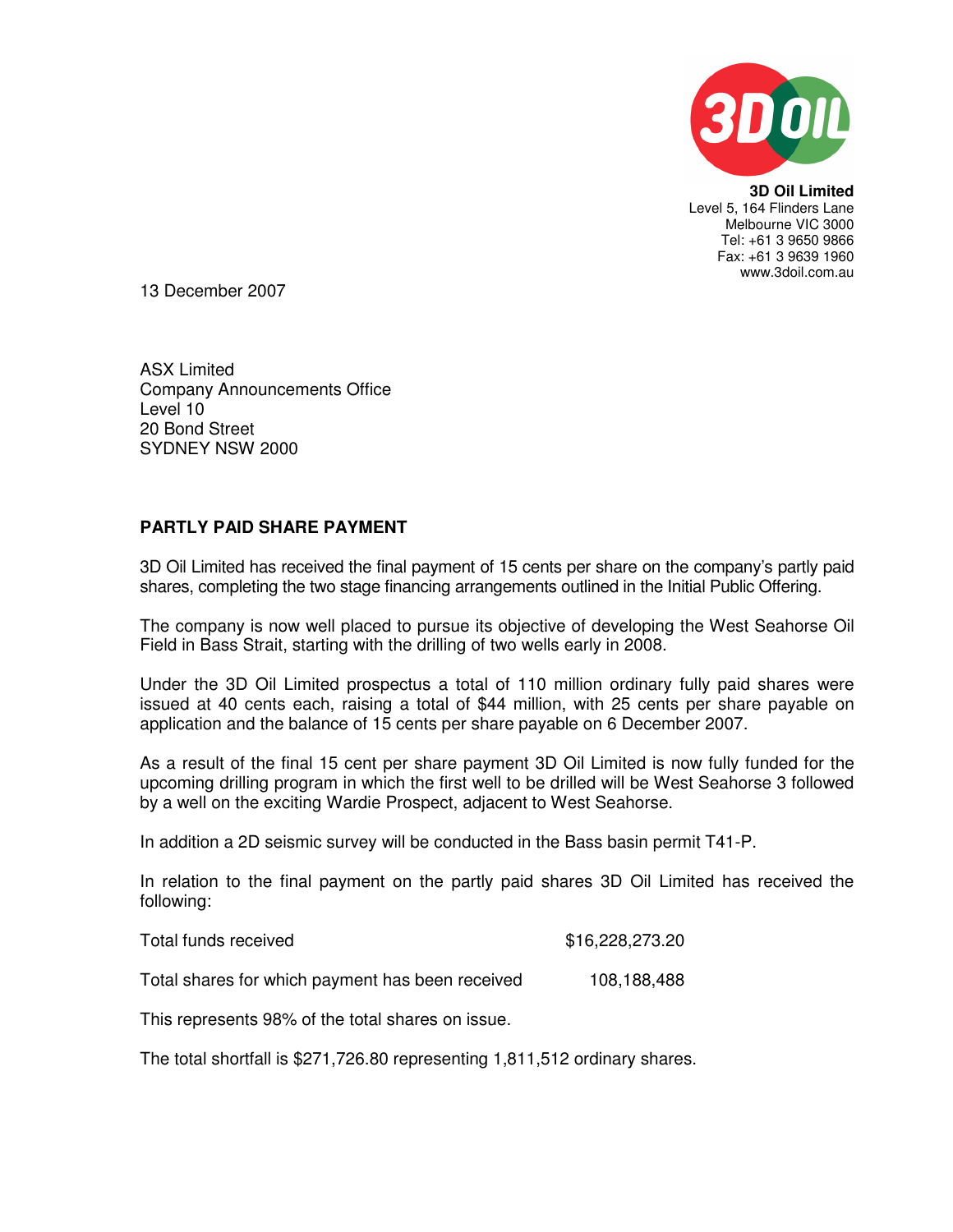**3D Oil Limited**
Level 5, 164 Flinders Lane
Melbourne VIC 3000
Tel: +61 3 9650 9866
Fax: +61 3 9639 1960
www.3doil.com.au

13 December 2007

ASX Limited
Company Announcements Office
Level 10
20 Bond Street
SYDNEY NSW 2000

**PARTLY PAID SHARE PAYMENT**

3D Oil Limited has received the final payment of 15 cents per share on the company's partly paid shares, completing the two stage financing arrangements outlined in the Initial Public Offering.

The company is now well placed to pursue its objective of developing the West Seahorse Oil Field in Bass Strait, starting with the drilling of two wells early in 2008.

Under the 3D Oil Limited prospectus a total of 110 million ordinary fully paid shares were issued at 40 cents each, raising a total of $44 million, with 25 cents per share payable on application and the balance of 15 cents per share payable on 6 December 2007.

As a result of the final 15 cent per share payment 3D Oil Limited is now fully funded for the upcoming drilling program in which the first well to be drilled will be West Seahorse 3 followed by a well on the exciting Wardie Prospect, adjacent to West Seahorse.

In addition a 2D seismic survey will be conducted in the Bass basin permit T41-P.

In relation to the final payment on the partly paid shares 3D Oil Limited has received the following:

| | |
|---|---|
| Total funds received | $16,228,273.20 |
| Total shares for which payment has been received | 108,188,488 |

This represents 98% of the total shares on issue.

The total shortfall is $271,726.80 representing 1,811,512 ordinary shares.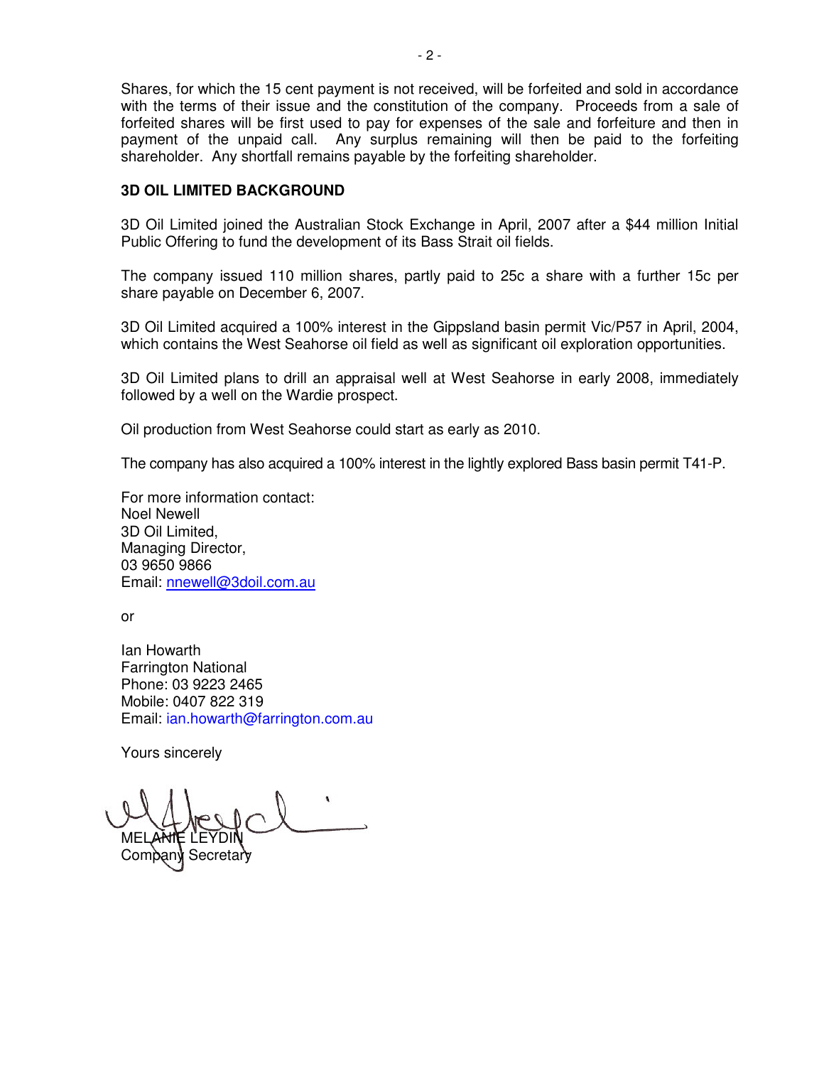Shares, for which the 15 cent payment is not received, will be forfeited and sold in accordance with the terms of their issue and the constitution of the company. Proceeds from a sale of forfeited shares will be first used to pay for expenses of the sale and forfeiture and then in payment of the unpaid call. Any surplus remaining will then be paid to the forfeiting shareholder. Any shortfall remains payable by the forfeiting shareholder.

**3D OIL LIMITED BACKGROUND**

3D Oil Limited joined the Australian Stock Exchange in April, 2007 after a $44 million Initial Public Offering to fund the development of its Bass Strait oil fields.

The company issued 110 million shares, partly paid to 25c a share with a further 15c per share payable on December 6, 2007.

3D Oil Limited acquired a 100% interest in the Gippsland basin permit Vic/P57 in April, 2004, which contains the West Seahorse oil field as well as significant oil exploration opportunities.

3D Oil Limited plans to drill an appraisal well at West Seahorse in early 2008, immediately followed by a well on the Wardie prospect.

Oil production from West Seahorse could start as early as 2010.

The company has also acquired a 100% interest in the lightly explored Bass basin permit T41-P.

For more information contact:
Noel Newell
3D Oil Limited,
Managing Director,
03 9650 9866
Email: nnewell@3doil.com.au

or

Ian Howarth
Farrington National
Phone: 03 9223 2465
Mobile: 0407 822 319
Email: ian.howarth@farrington.com.au

Yours sincerely

MELANIE LEYDIN
Company Secretary